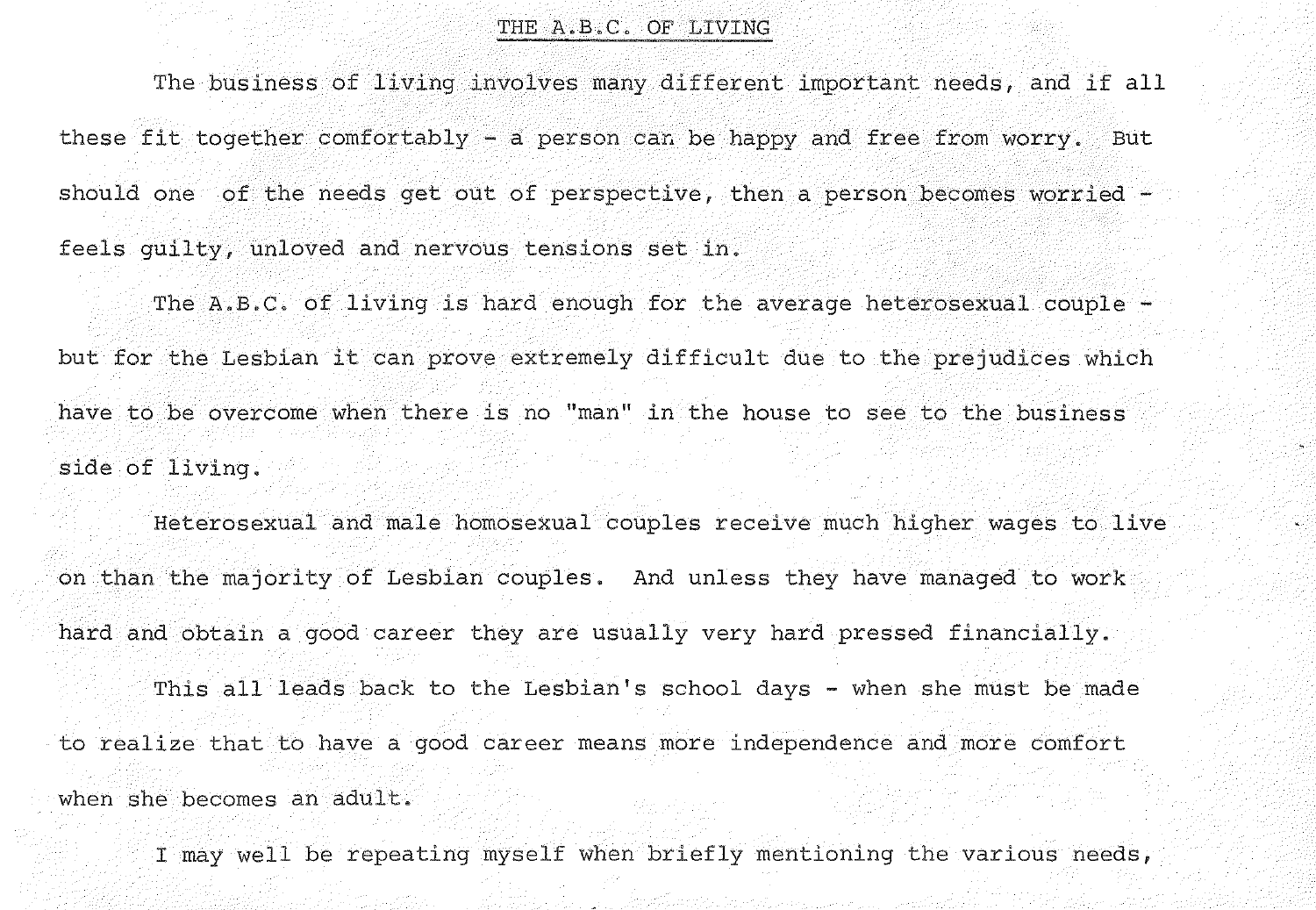# THE A.B.C. OF LIVING

The business of living involves many different important needs, and if all these fit together comfortably - a person can be happy and free from worry. But should one of the needs get out of perspective, then a person becomes worried - feels guilty, unloved and nervous tensions set in.

The A.B.C. of living is hard enough for the average heterosexual couple - but for the Lesbian it can prove extremely difficult due to the prejudices which have to be overcome when there is no "man" in the house to see to the business side of living.

Heterosexual and male homosexual couples receive much higher wages to live on than the majority of Lesbian couples. And unless they have managed to work hard and obtain a good career they are usually very hard pressed financially.

This all leads back to the Lesbian's school days - when she must be made to realize that to have a good career means more independence and more comfort when she becomes an adult.

I may well be repeating myself when briefly mentioning the various needs,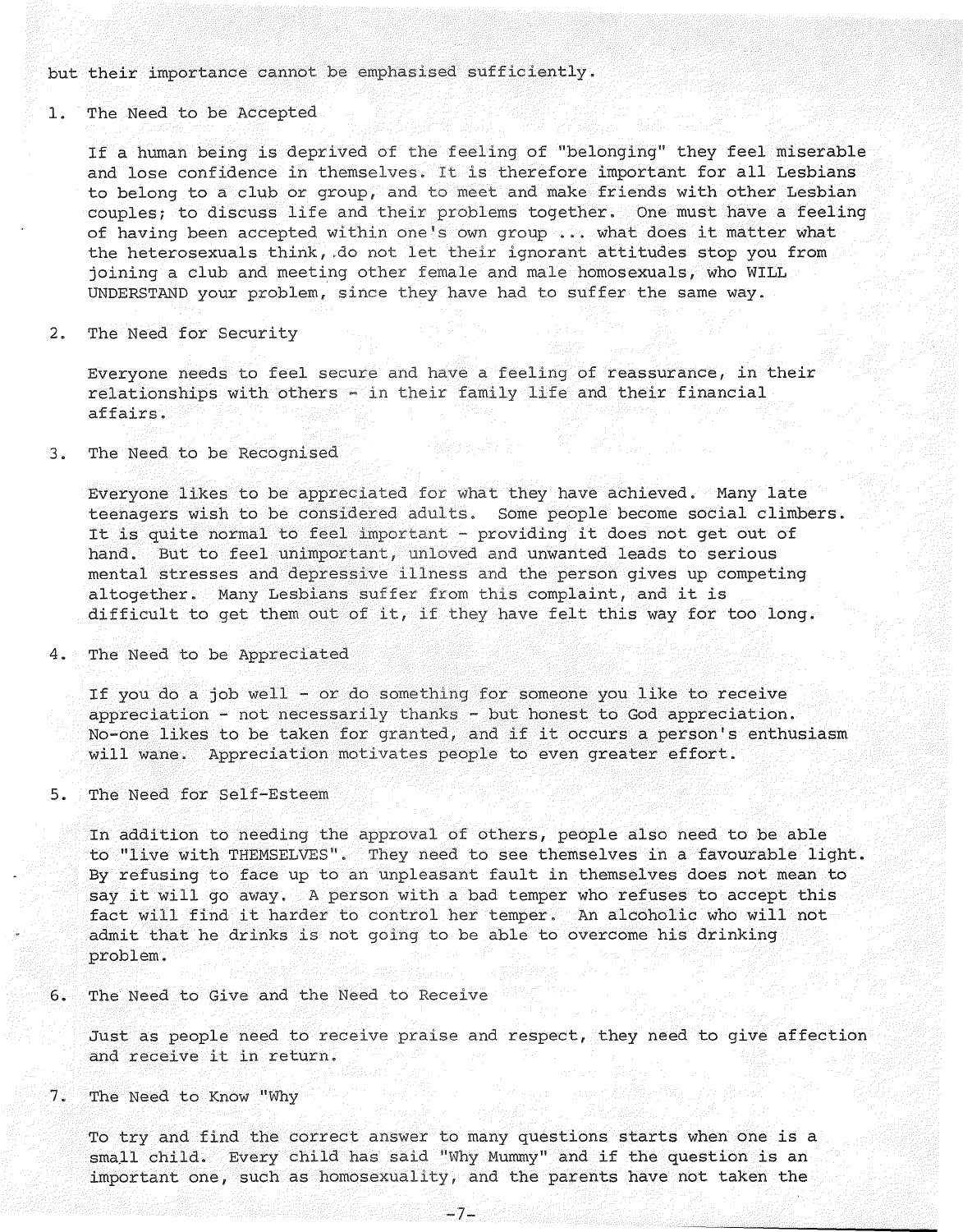but their importance cannot be emphasised sufficiently.

1. The Need to be Accepted

   If a human being is deprived of the feeling of "belonging" they feel miserable and lose confidence in themselves. It is therefore important for all Lesbians to belong to a club or group, and to meet and make friends with other Lesbian couples; to discuss life and their problems together. One must have a feeling of having been accepted within one's own group ... what does it matter what the heterosexuals think, do not let their ignorant attitudes stop you from joining a club and meeting other female and male homosexuals, who WILL UNDERSTAND your problem, since they have had to suffer the same way.

2. The Need for Security

   Everyone needs to feel secure and have a feeling of reassurance, in their relationships with others - in their family life and their financial affairs.

3. The Need to be Recognised

   Everyone likes to be appreciated for what they have achieved. Many late teenagers wish to be considered adults. Some people become social climbers. It is quite normal to feel important - providing it does not get out of hand. But to feel unimportant, unloved and unwanted leads to serious mental stresses and depressive illness and the person gives up competing altogether. Many Lesbians suffer from this complaint, and it is difficult to get them out of it, if they have felt this way for too long.

4. The Need to be Appreciated

   If you do a job well - or do something for someone you like to receive appreciation - not necessarily thanks - but honest to God appreciation. No-one likes to be taken for granted, and if it occurs a person's enthusiasm will wane. Appreciation motivates people to even greater effort.

5. The Need for Self-Esteem

   In addition to needing the approval of others, people also need to be able to "live with THEMSELVES". They need to see themselves in a favourable light. By refusing to face up to an unpleasant fault in themselves does not mean to say it will go away. A person with a bad temper who refuses to accept this fact will find it harder to control her temper. An alcoholic who will not admit that he drinks is not going to be able to overcome his drinking problem.

6. The Need to Give and the Need to Receive

   Just as people need to receive praise and respect, they need to give affection and receive it in return.

7. The Need to Know "Why

   To try and find the correct answer to many questions starts when one is a small child. Every child has said "Why Mummy" and if the question is an important one, such as homosexuality, and the parents have not taken the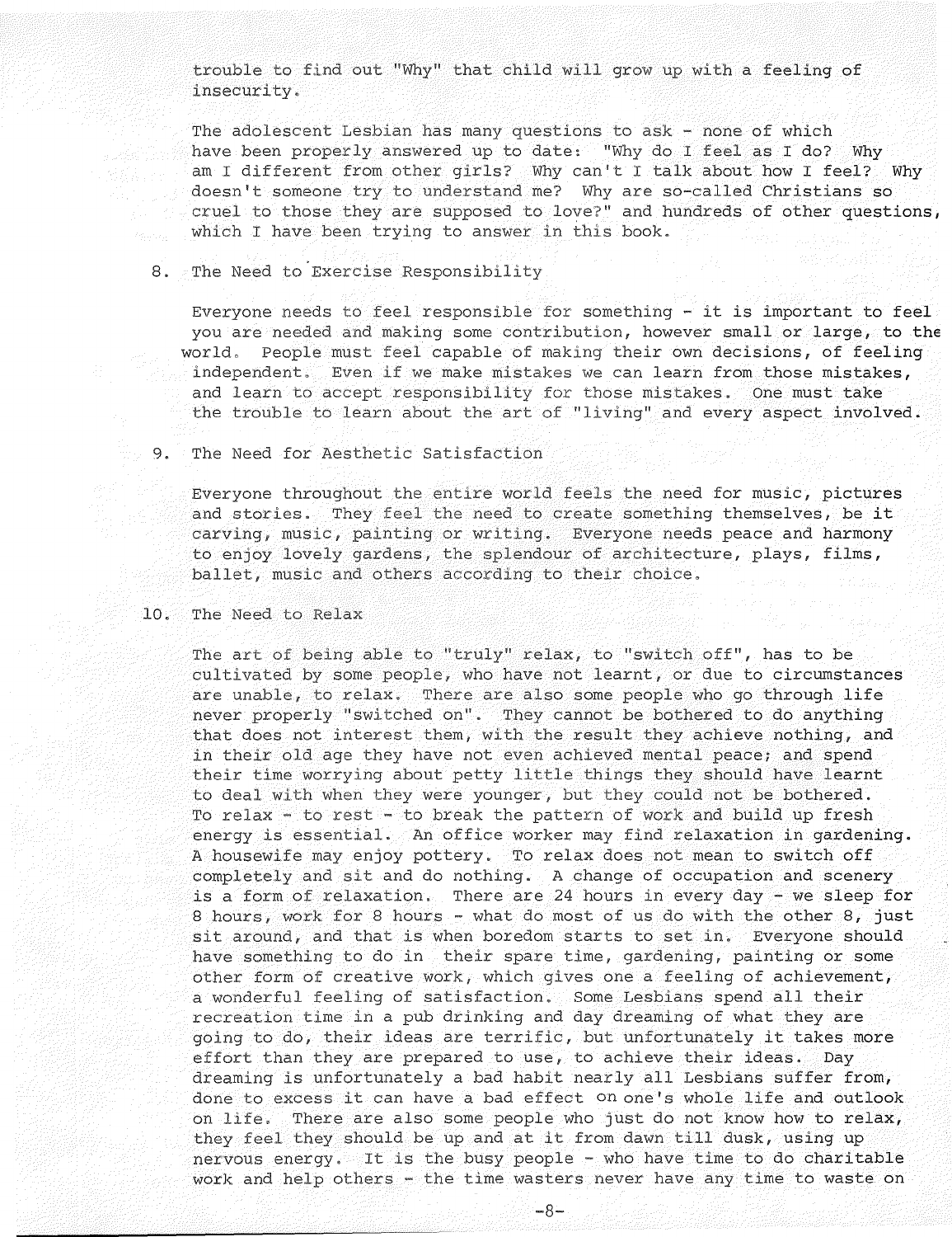trouble to find out "Why" that child will grow up with a feeling of insecurity.

The adolescent Lesbian has many questions to ask - none of which have been properly answered up to date: "Why do I feel as I do? Why am I different from other girls? Why can't I talk about how I feel? Why doesn't someone try to understand me? Why are so-called Christians so cruel to those they are supposed to love?" and hundreds of other questions, which I have been trying to answer in this book.

8. The Need to Exercise Responsibility

   Everyone needs to feel responsible for something - it is important to feel you are needed and making some contribution, however small or large, to the world. People must feel capable of making their own decisions, of feeling independent. Even if we make mistakes we can learn from those mistakes, and learn to accept responsibility for those mistakes. One must take the trouble to learn about the art of "living" and every aspect involved.

9. The Need for Aesthetic Satisfaction

   Everyone throughout the entire world feels the need for music, pictures and stories. They feel the need to create something themselves, be it carving, music, painting or writing. Everyone needs peace and harmony to enjoy lovely gardens, the splendour of architecture, plays, films, ballet, music and others according to their choice.

10. The Need to Relax

    The art of being able to "truly" relax, to "switch off", has to be cultivated by some people, who have not learnt, or due to circumstances are unable, to relax. There are also some people who go through life never properly "switched on". They cannot be bothered to do anything that does not interest them, with the result they achieve nothing, and in their old age they have not even achieved mental peace; and spend their time worrying about petty little things they should have learnt to deal with when they were younger, but they could not be bothered. To relax - to rest - to break the pattern of work and build up fresh energy is essential. An office worker may find relaxation in gardening. A housewife may enjoy pottery. To relax does not mean to switch off completely and sit and do nothing. A change of occupation and scenery is a form of relaxation. There are 24 hours in every day - we sleep for 8 hours, work for 8 hours - what do most of us do with the other 8, just sit around, and that is when boredom starts to set in. Everyone should have something to do in their spare time, gardening, painting or some other form of creative work, which gives one a feeling of achievement, a wonderful feeling of satisfaction. Some Lesbians spend all their recreation time in a pub drinking and day dreaming of what they are going to do, their ideas are terrific, but unfortunately it takes more effort than they are prepared to use, to achieve their ideas. Day dreaming is unfortunately a bad habit nearly all Lesbians suffer from, done to excess it can have a bad effect on one's whole life and outlook on life. There are also some people who just do not know how to relax, they feel they should be up and at it from dawn till dusk, using up nervous energy. It is the busy people - who have time to do charitable work and help others - the time wasters never have any time to waste on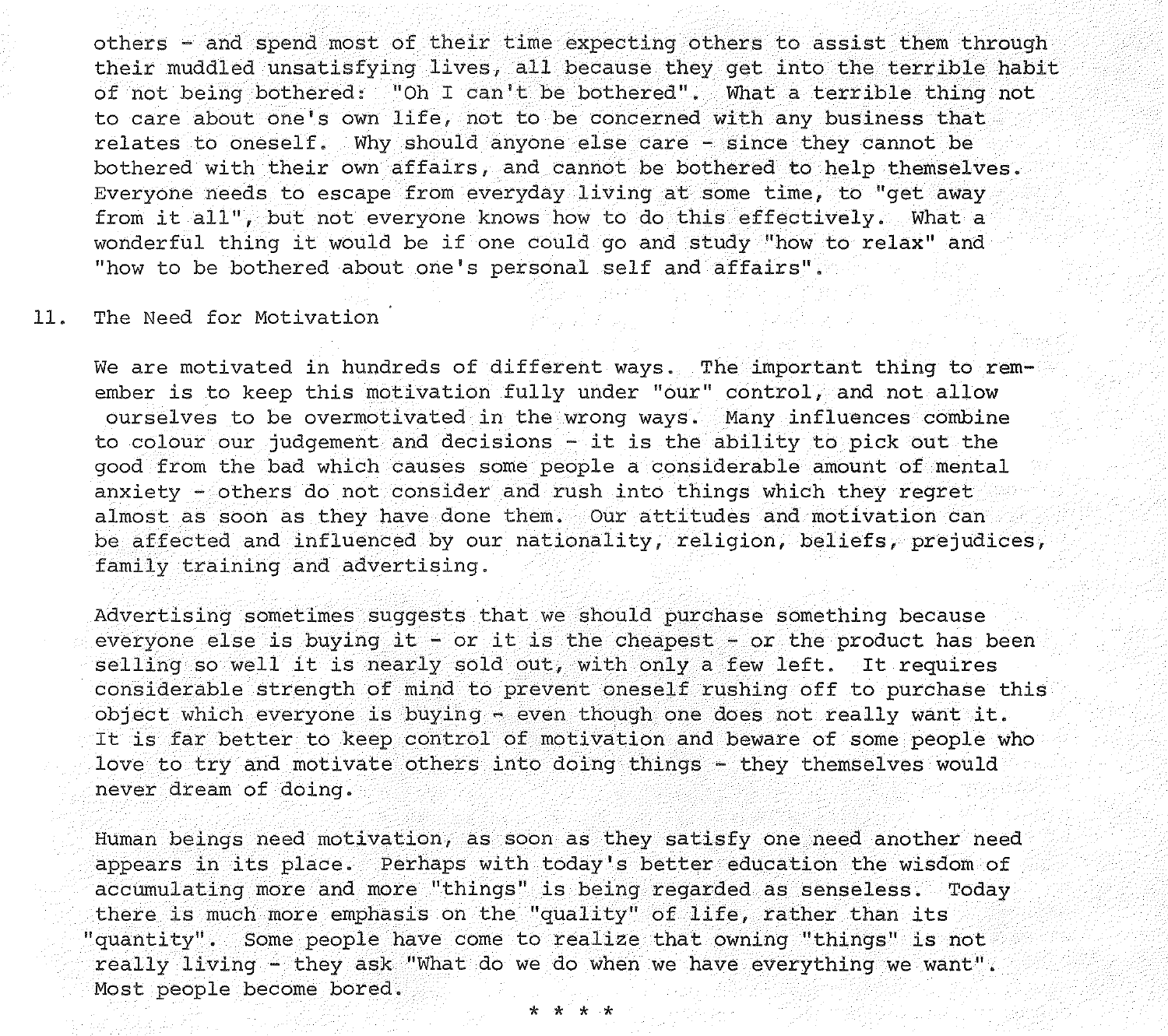others - and spend most of their time expecting others to assist them through their muddled unsatisfying lives, all because they get into the terrible habit of not being bothered: "Oh I can't be bothered". What a terrible thing not to care about one's own life, not to be concerned with any business that relates to oneself. Why should anyone else care - since they cannot be bothered with their own affairs, and cannot be bothered to help themselves. Everyone needs to escape from everyday living at some time, to "get away from it all", but not everyone knows how to do this effectively. What a wonderful thing it would be if one could go and study "how to relax" and "how to be bothered about one's personal self and affairs".

## 11. The Need for Motivation

We are motivated in hundreds of different ways. The important thing to remember is to keep this motivation fully under "our" control, and not allow ourselves to be overmotivated in the wrong ways. Many influences combine to colour our judgement and decisions - it is the ability to pick out the good from the bad which causes some people a considerable amount of mental anxiety - others do not consider and rush into things which they regret almost as soon as they have done them. Our attitudes and motivation can be affected and influenced by our nationality, religion, beliefs, prejudices, family training and advertising.

Advertising sometimes suggests that we should purchase something because everyone else is buying it - or it is the cheapest - or the product has been selling so well it is nearly sold out, with only a few left. It requires considerable strength of mind to prevent oneself rushing off to purchase this object which everyone is buying - even though one does not really want it. It is far better to keep control of motivation and beware of some people who love to try and motivate others into doing things - they themselves would never dream of doing.

Human beings need motivation, as soon as they satisfy one need another need appears in its place. Perhaps with today's better education the wisdom of accumulating more and more "things" is being regarded as senseless. Today there is much more emphasis on the "quality" of life, rather than its "quantity". Some people have come to realize that owning "things" is not really living - they ask "What do we do when we have everything we want". Most people become bored.

* * * *